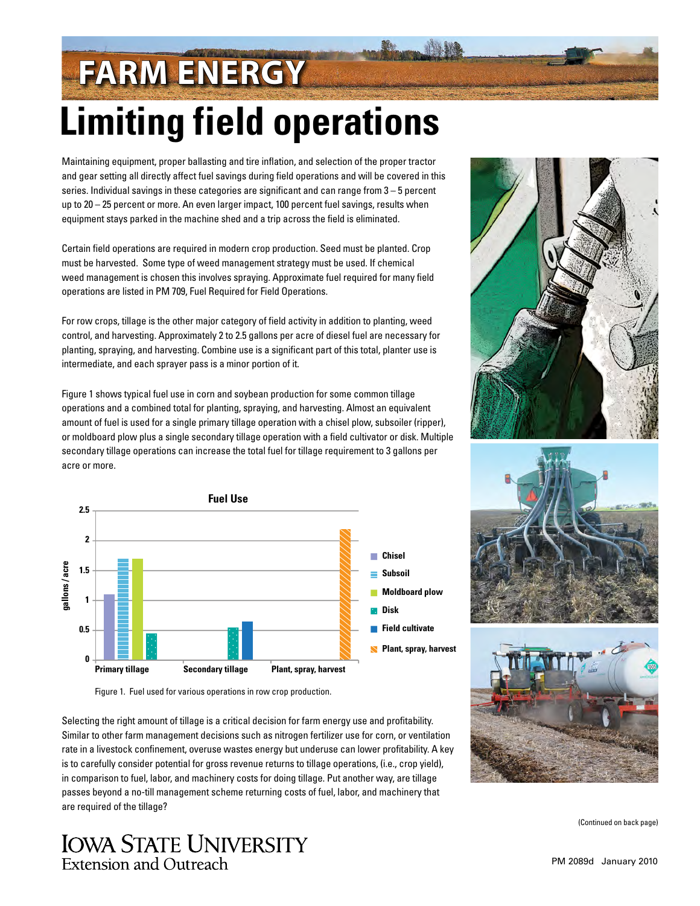# FARM ENERGY

# Limiting field operations

Maintaining equipment, proper ballasting and tire inflation, and selection of the proper tractor and gear setting all directly affect fuel savings during field operations and will be covered in this series. Individual savings in these categories are significant and can range from 3 – 5 percent up to 20 – 25 percent or more. An even larger impact, 100 percent fuel savings, results when equipment stays parked in the machine shed and a trip across the field is eliminated.

Certain field operations are required in modern crop production. Seed must be planted. Crop must be harvested. Some type of weed management strategy must be used. If chemical weed management is chosen this involves spraying. Approximate fuel required for many field operations are listed in PM 709, Fuel Required for Field Operations.

For row crops, tillage is the other major category of field activity in addition to planting, weed control, and harvesting. Approximately 2 to 2.5 gallons per acre of diesel fuel are necessary for planting, spraying, and harvesting. Combine use is a significant part of this total, planter use is intermediate, and each sprayer pass is a minor portion of it.

Figure 1 shows typical fuel use in corn and soybean production for some common tillage operations and a combined total for planting, spraying, and harvesting. Almost an equivalent amount of fuel is used for a single primary tillage operation with a chisel plow, subsoiler (ripper), or moldboard plow plus a single secondary tillage operation with a field cultivator or disk. Multiple secondary tillage operations can increase the total fuel for tillage requirement to 3 gallons per acre or more.

Figure 1. Fuel used for various operations in row crop production.

Selecting the right amount of tillage is a critical decision for farm energy use and profitability. Similar to other farm management decisions such as nitrogen fertilizer use for corn, or ventilation rate in a livestock confinement, overuse wastes energy but underuse can lower profitability. A key is to carefully consider potential for gross revenue returns to tillage operations, (i.e., crop yield), in comparison to fuel, labor, and machinery costs for doing tillage. Put another way, are tillage passes beyond a no-till management scheme returning costs of fuel, labor, and machinery that are required of the tillage?

(Continued on back page)

Iowa State University Extension and Outreach

PM 2089d January 2010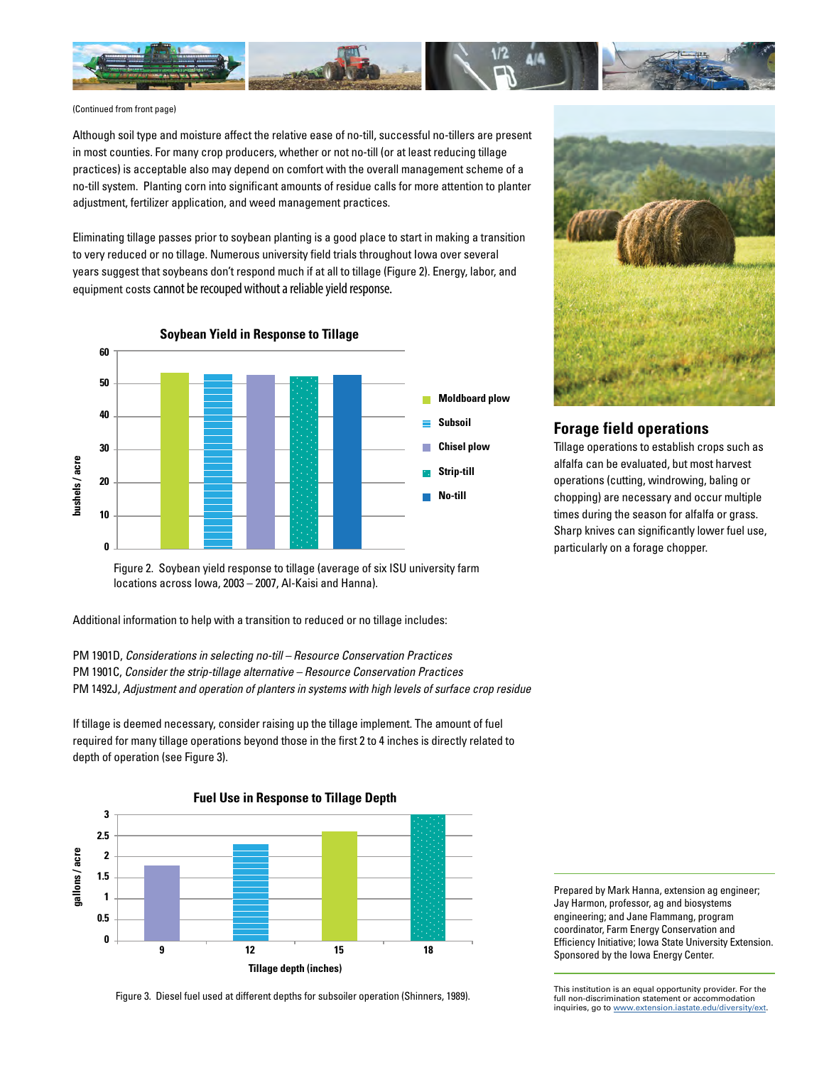(Continued from front page)

Although soil type and moisture affect the relative ease of no-till, successful no-tillers are present in most counties. For many crop producers, whether or not no-till (or at least reducing tillage practices) is acceptable also may depend on comfort with the overall management scheme of a no-till system. Planting corn into significant amounts of residue calls for more attention to planter adjustment, fertilizer application, and weed management practices.

Eliminating tillage passes prior to soybean planting is a good place to start in making a transition to very reduced or no tillage. Numerous university field trials throughout Iowa over several years suggest that soybeans don't respond much if at all to tillage (Figure 2). Energy, labor, and equipment costs cannot be recouped without a reliable yield response.

**Soybean Yield in Response to Tillage**

bushels / acre

0
10
20
30
40
50
60

Moldboard plow
Subsoil
Chisel plow
Strip-till
No-till

Figure 2. Soybean yield response to tillage (average of six ISU university farm locations across Iowa, 2003 – 2007, Al-Kaisi and Hanna).

Additional information to help with a transition to reduced or no tillage includes:

PM 1901D, *Considerations in selecting no-till – Resource Conservation Practices*
PM 1901C, *Consider the strip-tillage alternative – Resource Conservation Practices*
PM 1492J, *Adjustment and operation of planters in systems with high levels of surface crop residue*

If tillage is deemed necessary, consider raising up the tillage implement. The amount of fuel required for many tillage operations beyond those in the first 2 to 4 inches is directly related to depth of operation (see Figure 3).

**Fuel Use in Response to Tillage Depth**

gallons / acre

0
0.5
1
1.5
2
2.5
3

9
12
15
18

Tillage depth (inches)

Figure 3. Diesel fuel used at different depths for subsoiler operation (Shinners, 1989).

## Forage field operations

Tillage operations to establish crops such as alfalfa can be evaluated, but most harvest operations (cutting, windrowing, baling or chopping) are necessary and occur multiple times during the season for alfalfa or grass. Sharp knives can significantly lower fuel use, particularly on a forage chopper.

Prepared by Mark Hanna, extension ag engineer; Jay Harmon, professor, ag and biosystems engineering; and Jane Flammang, program coordinator, Farm Energy Conservation and Efficiency Initiative; Iowa State University Extension. Sponsored by the Iowa Energy Center.

This institution is an equal opportunity provider. For the full non-discrimination statement or accommodation inquiries, go to www.extension.iastate.edu/diversity/ext.